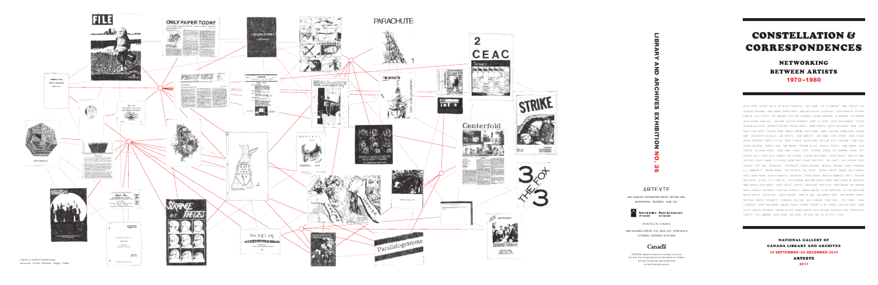# CONSTELLATION & CORRESPONDENCES

## NETWORKING BETWEEN ARTISTS

## 1970–1980

AATMP ADAPS ATPAPT AND & THE BLACK TARANTULA · MAC ADAMS · ART & LANGUAGE · DANA ATCHLEY (THE COLORADO SPACEMAN) · ANNA BANANA · ROBERT BARRY · DARK SKIN BATLER · ALLAN BEALY · PETER BORDELLY · KATHRYN BIGELOW · BILL BISSETT · MEL BOCHNER · PAUL EMILE BORDUAS · OLIVIER BOUMSTONE · AA BRONSON · TED BROWNE · DAVID BUCHAN · HANK BULL · IAN BURN · WILLIAM BURROUGHS · JAMES LEE BYARS · SARAH CHARLESWORTH · VICTOR COLEMAN (VIC D'OR) · MARGARET COLEMAN · MICHAEL CORRIS · HANNA DARBOVEN · JUDITH COPITHORNE · DOWN · KATE CRAIG (LADY BRUTE) · MICHAEL CRANE · ROBERT CUMMING · ROSS DANSON · DANIEL DORLING · SANDRA DAVIS · GRAHAM DUBÉ · JEAN-MARIE DELAVALLE · JAN DIBBETS · LUCKY DIRNATOS · JOHN DOWE · LOREY DUDEY · ANDRÉ FARKAS · GERALD FERGUSON · ROBERT FILLIOU · HENRY FLYNN · MARTIN GAUD · WILLIAM GILL · GAGLIONE · PEGGY GALE · CLAUDE GAUVREAU · GENERAL IDEA · DAN GRAHAM · PRESTON HELLER · DOUGLAS HUEBLER · JOHN HEWARD · DICK HIGGINS · ROLAND HOUNDT · BRIAN DAMN · CAROLE ITTER · RICHARD JACKSON · RAY JOHNSON · MARCEL JUST · PATRICK KELLY · GARRY NEILL KENNEDY · ROY KIYOOKA · EDWARD KOZLOWSKI · JOSEPH KOSUTH · GARY LEE-NOVA (ART RAT) · NIGEL LENDON · SOL LEWITT · GLENN LEWIS (FLAKEY ROSE HIPS) · SOL LEWITT · LUCY LIPPARD · STEVE LOCKARD · CHIP LORD · MARSHALORE · TIM MAGUIRE · DAVID MCFADDEN · MARSHALL MCLUHAN · GILBERT MORAWSKI · A.E. MOWBRIDGE · ANDREW MENARD · FRED MYSTAFFE (DR. BRUTE) · MICHAEL MORRIS (MARCEL DOT & MARCEL IDEA) · NANCY NICOL · SCARLET NEWBYLAN · LUIS MERTAN · STUART MURRAY · MAURIZIO NANNUCCI · BPNL-C. NICHOL · PAUL OLIVER · JC. NEIL · N.E. THING CO. · ALEX NEUMANN · NEW YORK CORRESPONDENCE SCHOOL OF VANCOUVER · HANS-ULRICH (HANS UDAN) · TIMOTHY BATTLE (TOTO) · ROBIN PAGE · MIMI PAIGE · PAIN CHOWNY · MIC RARIBAN · MARCIA RESNICK · REISDORFS · JEAN-PAUL RIOPELLE · EDWARD ROBERT · CLIVE ROBERTSON · ELLISON ROBERTSON · MARTHA ROSLER · EVELYN ROTH · DAVID ROUNTREE · JERRY ON SCALL · ALEJANDROS SHARP · TOM SHERMAN · ROBERT SMITHSON · ROBERT STEFANOTTY · FRANÇOISE SULLIVAN · MAYO THOMPSON · LYNN TILSON · TITO TIRADO · LIZABA TSUKAHARA · STEVE TSUTSUHARA · VINCENT TRASOV (MR. PEANUT) · WILLIAM VAZAN · FRANK VITALE · BRADLEY WATERMAN · LAWRENCE WEINER · ROBERT WHITE · JOYCE WIELAND · MEGAN WILLIAMS · JAMES WILLIS (DOOTY) · PAUL WONG · DAVID YOUNG · JON YOUNG · TOM DEAN · NOT ALL ARTISTS LISTED.

**NATIONAL GALLERY OF CANADA LIBRARY AND ARCHIVES**

**15 SEPTEMBER–24 DECEMBER 2010**

**ARTEXTE**

**2011**

**LIBRARY AND ARCHIVES EXHIBITION NO. 36**

ARTEXTE

460 SAINTE-CATHERINE WEST, ROOM 508,
MONTREAL, QUEBEC H3B 1A7

National Gallery of Canada | Musée des beaux-arts du Canada

PRINTED IN CANADA

380 SUSSEX DRIVE, P.O. BOX 427, STATION A
OTTAWA, ONTARIO K1N 9N4

Canada

ARTEXTE wishes to thank the Canada Council for the Arts, the Conseil des arts et des lettres du Québec, and the Conseil des arts de Montréal for their financial support.

A group in a state of related things:
Vancouver · Toronto · Montreal · Calgary · Halifax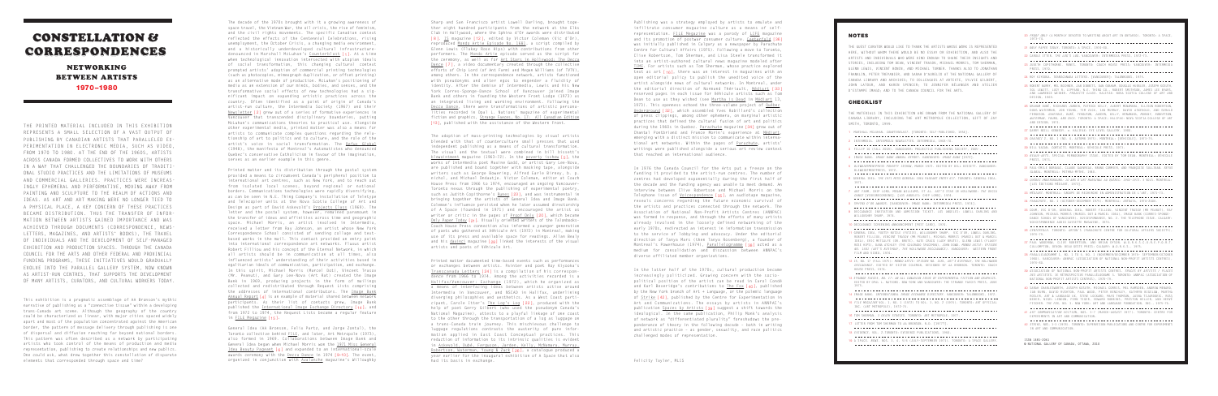# CONSTELLATION & CORRESPONDENCES

## NETWORKING BETWEEN ARTISTS

### 1970–1980

THE PRINTED MATERIAL INCLUDED IN THIS EXHIBITION REPRESENTS A SMALL SELECTION OF A VAST OUTPUT OF PUBLISHING BY CANADIAN ARTISTS THAT PARALLELED EXPERIMENTATION IN ELECTRONIC MEDIA, SUCH AS VIDEO, FROM 1970 TO 1980. AT THE END OF THE 1960S, ARTISTS ACROSS CANADA FORMED COLLECTIVES TO WORK WITH OTHERS IN A WAY THAT CHALLENGED THE BOUNDARIES OF TRADITIONAL STUDIO PRACTICES AND THE LIMITATIONS OF MUSEUMS AND COMMERCIAL GALLERIES. PRACTICES WERE INCREASINGLY EPHEMERAL AND PERFORMATIVE, MOVING AWAY FROM PAINTING AND SCULPTURE TO THE REALM OF ACTIONS AND IDEAS. AS ART AND ART MAKING WERE NO LONGER TIED TO A PHYSICAL PLACE, A KEY CONCERN OF THESE PRACTICES BECAME DISTRIBUTION. THUS THE TRANSFER OF INFORMATION BETWEEN ARTISTS GAINED IMPORTANCE AND WAS ACHIEVED THROUGH DOCUMENTS (CORRESPONDENCE, NEWSLETTERS, MAGAZINES, AND ARTISTS' BOOKS), THE TRAVEL OF INDIVIDUALS AND THE DEVELOPMENT OF SELF-MANAGED EXHIBITION AND PRODUCTION SPACES. THROUGH THE CANADA COUNCIL FOR THE ARTS AND OTHER FEDERAL AND PROVINCIAL FUNDING PROGRAMS, THESE INITIATIVES WOULD GRADUALLY EVOLVE INTO THE PARALLEL GALLERY SYSTEM, NOW KNOWN AS ARTIST-RUN CENTRES, THAT SUPPORTS THE DEVELOPMENT OF MANY ARTISTS, CURATORS, AND CULTURAL WORKERS TODAY.

This exhibition is a pragmatic assemblage of AA Bronson's mythic narrative of publishing as a "connective tissue" within a developing trans-Canada art scene. Although the geography of the country could be characterized as linear, with major cities spaced widely apart and most of the population concentrated against the American border, the pattern of message delivery through publishing is one of dispersal and diffusion reaching far beyond national borders. This pattern was often described as a network by participating artists who took control of the means of production and media representation, publishing to create relationships and new publics. One could ask, what drew together this constellation of disparate elements that corresponded through space and time?

The decade of the 1970s brought with it a growing awareness of space travel, the Vietnam War, the oil crisis, the rise of feminism, and the civil rights movements. The specific Canadian context reflected the effects of the Centennial celebrations, rising unemployment, the October Crisis, a changing media environment, and a historically underdeveloped cultural infrastructure denounced in Marshall McLuhan's *Counterblast* [1]. At a time when technological innovation intersected with utopian ideals of social transformation, this changing cultural context prompted artists' adoption of commercial printing technologies (such as photocopies, mimeograph duplication, or offset printing) as an alternative mode of production. McLuhan's positioning of media as an extension of our minds, bodies, and senses, and the transformative social effects of new technologies had a significant impact on expanding artistic practices across the country. Often seen as a point of origin of the Canadian artist-run culture, the Intermedia Society (1967) and their *Newsletter* [2] grew out of a series of formative experiences in Vancouver that transcended disciplinary boundaries, putting McLuhan's communications theories to practical use. Alongside other experimental media, printed matter was also a means for artists to communicate complex questions regarding the relationship of art to politics and to culture, and the role of the artist's voice in social transformation. The *Refus Global* (1948), the manifesto of Montreal's Automatistes who denounced Quebec's conservative Catholicism in favour of the imagination, serves as an earlier example in this genre.

Printed matter and its distribution through the postal system provided a means to circumvent Canada's peripheral position in international art centres, such as New York, and to reach out from isolated, local scenes, beyond regional or national borders. Communications technologies were rapidly diversifying, as can be seen in N.E. Thing Company's installation of Teletype and Telecopier units at the Nova Scotia College of Art and Design as part of David Askevold's *Projects Class* (1969). The letter and the postal system, however, remained paramount in the transfer of ideas and affinities across time and geographic space. Michael Morris, an artist involved in Intermedia, received a letter from Ray Johnson, an artist whose New York Correspondence School consisted of sending collage and text-based works in the mail. This contact provided an entry point into international correspondence art networks. Fluxus artist Robert Filliou and his concept of the Eternal Network, in which all artists should be in communication at all times, also influenced artists' understanding of their activities based on egalitarian ideals of communication, participation, and exchange. In this spirit, Michael Morris (Marcel Dot), Vincent Trasov (Mr. Peanut), and Gary Lee-Nova (Art Rat) created the Image Bank in 1969, producing projects in the form of mailings collected and redistributed through Request lists comprising the addresses of international contributors. The *Image Bank Annual Report* [3] is an example of material shared between network participants. As their list of contacts grew, Image Bank published the *International Image Exchange Directory* [4], and from 1972 to 1974, the Request list became a regular feature in *FILE Magazine* [5].

General Idea (AA Bronson, Felix Partz, and Jorge Zontal), the Toronto collective behind *FILE*, and later, Art Metropole (1973), also formed in 1969. Collaborations between Image Bank and General Idea began when Michael Morris won the 1971 Miss General Idea Beauty Pageant [6] and expanded to an international scale towards ceremony with the Decca Dance in 1974 [7–9]. The event, organized in conjunction with Anna Banana's Western Front's [...] Sharp and San Francisco artist Lowell Darling, brought together eight hundred participants from the network at the Elks Club in Hollywood, where the Hollywood Decca d'Or awards were distributed [8]. In *Magazine* [12], edited by Victor Coleman (Vic d'Or), reproduced *Mondo Artie* episode No. 1661, a script compiled by Glenn Lewis (Flakey Rose Hips) with contributions from other performers. The *Mondo Artie* episode served as the script for the ceremony, as well as for *Art Stars in Hollywood: The Decca Dance* [7], a video documentary created through the collective efforts of Orb Lord of Art Hamm and Megan Williams (of TVTV), among others. In the correspondence network, artists functioned with pseudonyms and alter egos to engender a fluidity of identity. After the demise of Intermedia, Lewis and his New York Cornea-Spoonge-Neuma School of Vancouver joined Image Bank and others in founding the Western Front Lodge (1973) as an integrated live-work artists' centre that organized the *Decca Dance*. There were transformations of artistic personalities recorded in Dr. Brute's National Magazine of experimental fiction and graphics, *Strange Faeces*, No. 17: All Canadian Edition [10], published after the influence of the Western Front.

The adoption of mass-printing technologies by visual artists blended with that of counterculture small presses that used independent publishing as a means of cultural transformation. The visual and the textual were combined in bill bissett's *Blewointment* magazine (1963–77). In the poetry *Ingluvies* [x], the works of Intermedia poet Maxine Gadd, or artist Gary Lee-Nova, are published and bound together with mocking tape, alongside writers such as George Bowering, Alfred Earle Birney, b. p. nichol, and Michael Ondaatje. Victor Coleman, editor at Coach House Press from 1966 to 1974, encouraged an ongoing Vancouver-Toronto nexus through the publishing of experimental poetry, such as Judith Copithorne's *Runes* [12], and was instrumental in bringing together the artists of General Idea and Image Bank. Coleman's influence persisted when he later assumed directorship of A Space in Toronto in 1975 and encouraged the artist as writer or critic in the pages of *Proof Only* [13], which became *Only Paper Today* [14]. Visually oriented artists of the Island-based Coach House Press connection also informed a younger generation of poets who gathered at Véhicule Art (1972) in Montreal, making use of its press and available space for readings. Allan Bealy and his *Davinci* magazine [16] linked the interests of the visual artists and poets of Véhicule Art.

Printed matter documented time-based events such as performances or exchanges between artists. Painter and poet Roy Kiyooka's *Transcanada Letters* [15] is a compilation of his correspondence from 1966 to 1974. Among the activities recorded is a Halifax/Vancouver exchange (1972), which he organized as a means of interfacing ideas between artists active around Intermedia in Vancouver, and NSCAD in Halifax, where diverging philosophies and aesthetics, as a West Coast participant, Carole Itter's *The Log's Log* [16], produced with the help of poet Gerry Gilbert (who used the pseudonym Canada's National Magazine), attests to a playful linkage of the coast to the other through the transportation of a log as luggage on a trans-Canada train journey. This mischievous challenge to luggage regulations contrasts the austerity of pure information supplied in East Coast Conceptual practices. This reduction of information to its intrinsic qualities is evident in *Anaconda*, Duke, Ferguson, Jarden, Kelly, McNamara, Murray, Robertson, Wolenkov, Young & Zack [17], a catalogue produced a year earlier for the inaugural exhibition of A Space that also had its basis in exchange.

Publishing was a strategy employed by artists to emulate and infiltrate consumer magazine culture as a means of self-representation. *FILE Magazine* was a parody of *LIFE* magazine and its promotion of postwar consumer culture. *Centerfold* [18] was initially published in Calgary as a newspaper by Parachute Center for Cultural Affairs (1976). Following a move to Toronto, Clive Robertson, Tom Sherman, and Lisa Steele transformed it into an artist-authored cultural news magazine modeled after *TIME*. For artists such as Tom Sherman, whose practice explored text as art [19], there was an interest in magazines with an open editorial policy to publish the unedited voice of the artist alongside news of cultural networks. In Montreal, under the editorial direction of Normand Thériault, *Médiums* [20] reserved pages in each issue for Véhicule artists such as Tom Dean to use as they wished (see *Rumble in Dead* in *Médiums* 3, 1975). This openness echoed the three-volume project of *Dudder Dodderings* [21], which assembled Paul Robillard's collection of press clippings, among other ephemera, as marginal artistic practices that defined the cultural fusion of art and politics during the 1960s in Quebec. *Parachute* magazine [24] grew out of Chantal Pontbriand and France Morin's experience at *Médiums*, emerging with a distinct mission to communicate within international art networks. Within the pages of *Parachute*, artists' writings were published alongside a serious art review context that reached an international audience.

In 1976 the Canada Council for the Arts put a freeze on the funding it provided to the artist-run centres. The number of centres had developed exponentially during the first half of the decade and the funding agency was unable to meet demand. An interview between Clive Robertson and Michael Morris on the *Telephone* issue of *Voicespondence* [x], an audiotape magazine, reveals concerns regarding the future economic survival of the artists and practices connected through the network. The Association of National Non-Profit Artists Centres (ANNPAC) was formed in response, and through the efforts of many artists already involved in the loosely defined networking of the early 1970s, redirected an interest in information transmission to the service of lobbying and advocacy. Under the editorial direction of Tanya Mars (then Tanya Rosenberg), a founder of Montreal's Powerhouse (1974), *Parallélogramme* [x] acted as a medium for consolidation and discussion between ANNPAC's diverse affiliated member organizations.

In the latter half of the 1970s, cultural production became increasingly politicized. Growing concerns with the socio-political position of the artist can be read in Carol Conde and Karl Beveridge's contributions to *The Fox* [x], published by the New York branch of Art & Language, or the polemic language of *Strike* [x], published by the Centre for Experimental Art and Communications. The essays by artists in ANNPAC's publication *Spaces by Artists* [x] suggest a shift towards the ideological. In the same publication, Philip Monk's analysis of network as "differentiated plurality" foreshadows the progression of theory in the following decade – both in writing and artistic practice – as gender, sexuality, and race politics challenged modes of representation.

Felicity Tayler, MLIS